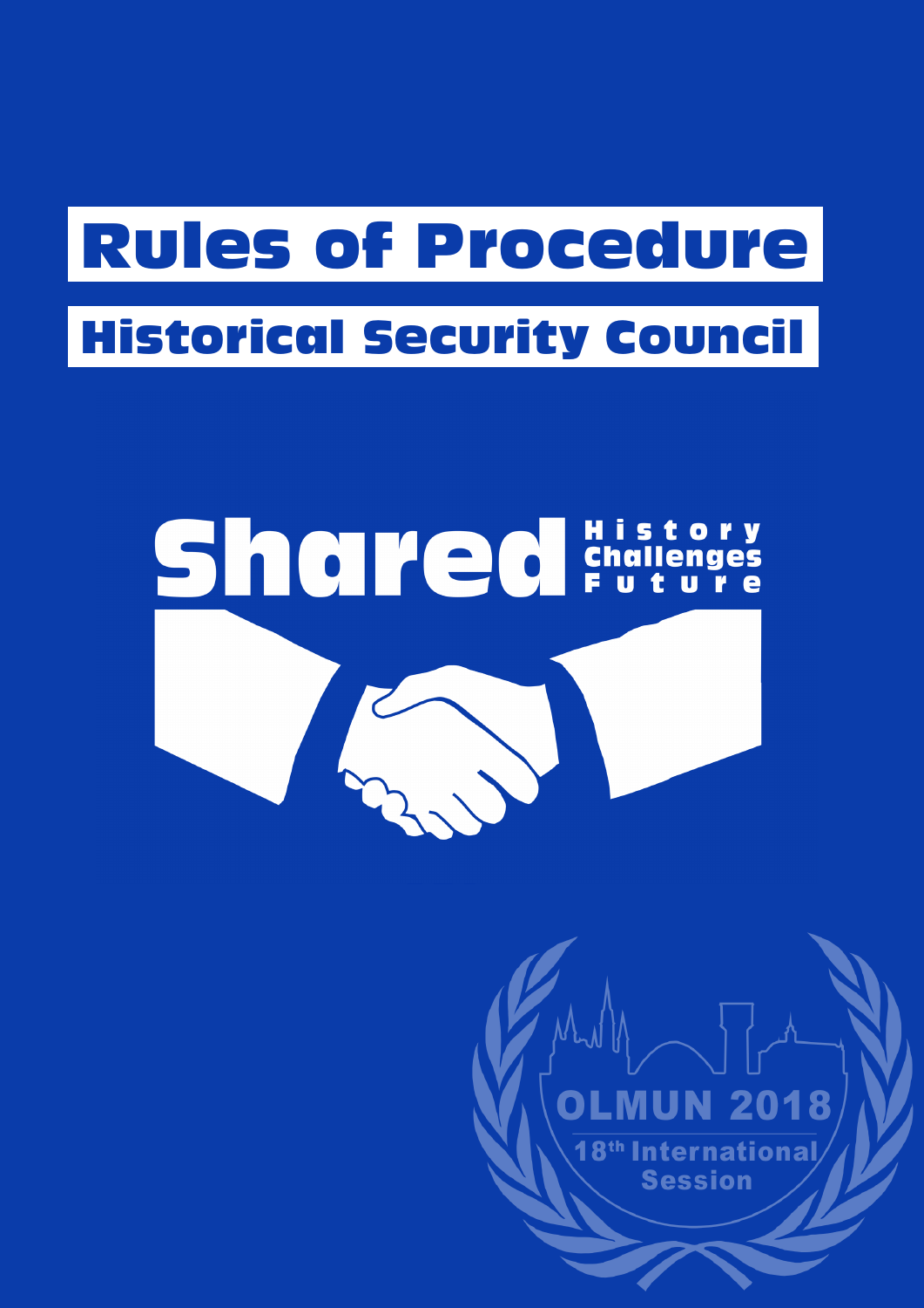# Rules of Procedure

## Historical Security Council

**Shared** History Challenges Future

OLMUN 2018

18th International Session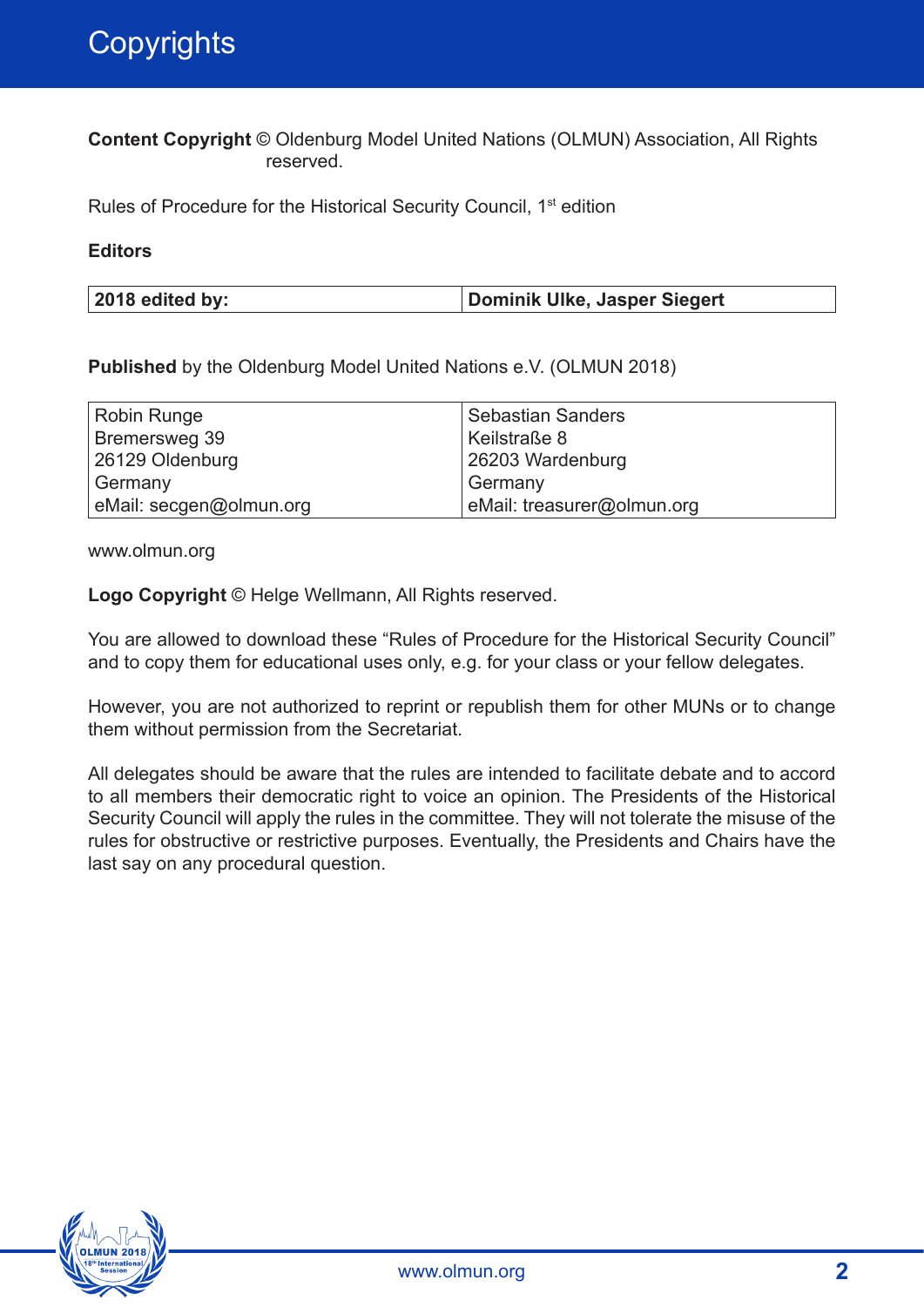# Copyrights

**Content Copyright** © Oldenburg Model United Nations (OLMUN) Association, All Rights reserved.

Rules of Procedure for the Historical Security Council, 1st edition

**Editors**

| **2018 edited by:** | **Dominik Ulke, Jasper Siegert** |
|---|---|

**Published** by the Oldenburg Model United Nations e.V. (OLMUN 2018)

| Robin Runge<br>Bremersweg 39<br>26129 Oldenburg<br>Germany<br>eMail: secgen@olmun.org | Sebastian Sanders<br>Keilstraße 8<br>26203 Wardenburg<br>Germany<br>eMail: treasurer@olmun.org |
|---|---|

www.olmun.org

**Logo Copyright** © Helge Wellmann, All Rights reserved.

You are allowed to download these “Rules of Procedure for the Historical Security Council” and to copy them for educational uses only, e.g. for your class or your fellow delegates.

However, you are not authorized to reprint or republish them for other MUNs or to change them without permission from the Secretariat.

All delegates should be aware that the rules are intended to facilitate debate and to accord to all members their democratic right to voice an opinion. The Presidents of the Historical Security Council will apply the rules in the committee. They will not tolerate the misuse of the rules for obstructive or restrictive purposes. Eventually, the Presidents and Chairs have the last say on any procedural question.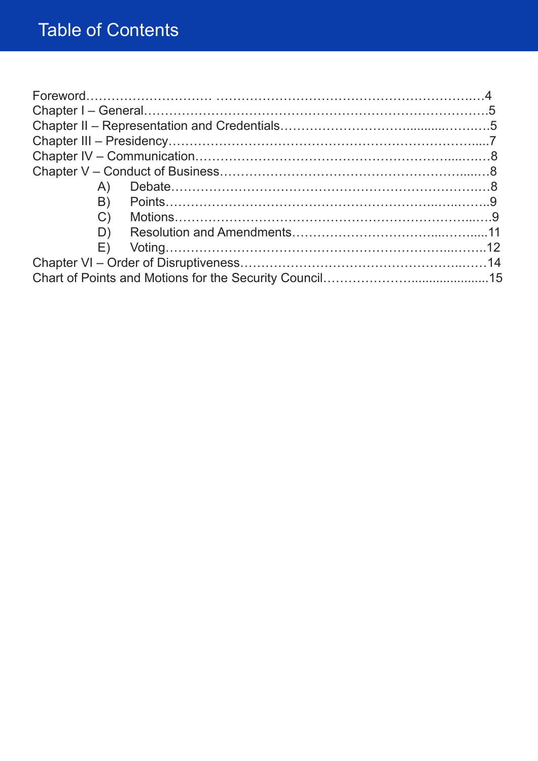# Table of Contents

Foreword………………………… ……………………………………………………….…4
Chapter I – General……………………………………………………………………….5
Chapter II – Representation and Credentials…………………………...........……..…5
Chapter III – Presidency……………………………………………………………….....7
Chapter IV – Communication……………………………………………………....……8
Chapter V – Conduct of Business……………………………………………….......…8

- A) Debate…………………………………………………………………………8
- B) Points…………………………………………………………..….…..……..9
- C) Motions…………………………………………………………………..….9
- D) Resolution and Amendments…………………………….....……......11
- E) Voting…………………………………………………………….……..12

Chapter VI – Order of Disruptiveness……………………………………………..……14
Chart of Points and Motions for the Security Council…………………......................15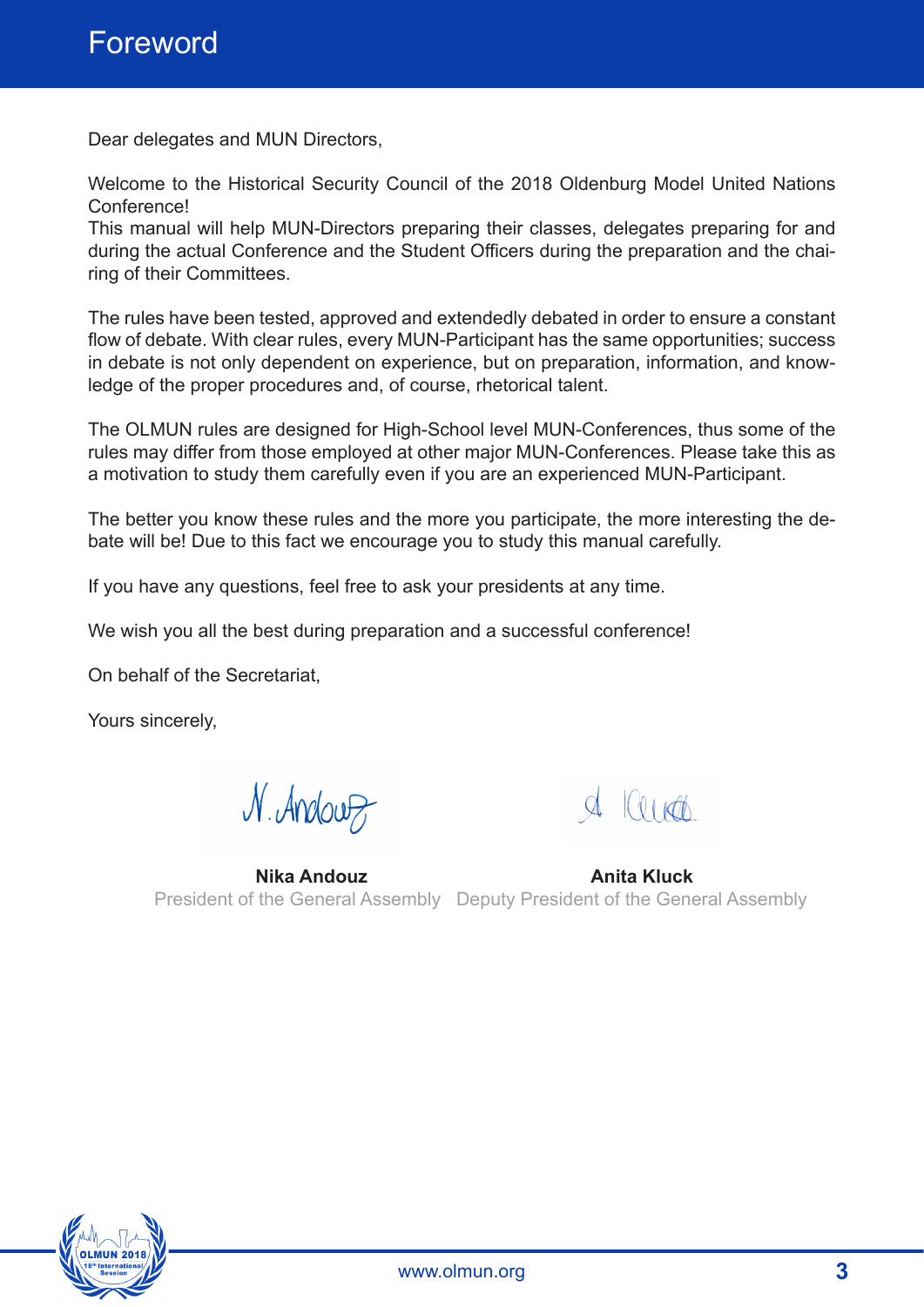# Foreword

Dear delegates and MUN Directors,

Welcome to the Historical Security Council of the 2018 Oldenburg Model United Nations Conference!
This manual will help MUN-Directors preparing their classes, delegates preparing for and during the actual Conference and the Student Officers during the preparation and the chairing of their Committees.

The rules have been tested, approved and extendedly debated in order to ensure a constant flow of debate. With clear rules, every MUN-Participant has the same opportunities; success in debate is not only dependent on experience, but on preparation, information, and knowledge of the proper procedures and, of course, rhetorical talent.

The OLMUN rules are designed for High-School level MUN-Conferences, thus some of the rules may differ from those employed at other major MUN-Conferences. Please take this as a motivation to study them carefully even if you are an experienced MUN-Participant.

The better you know these rules and the more you participate, the more interesting the debate will be! Due to this fact we encourage you to study this manual carefully.

If you have any questions, feel free to ask your presidents at any time.

We wish you all the best during preparation and a successful conference!

On behalf of the Secretariat,

Yours sincerely,

**Nika Andouz**
President of the General Assembly

**Anita Kluck**
Deputy President of the General Assembly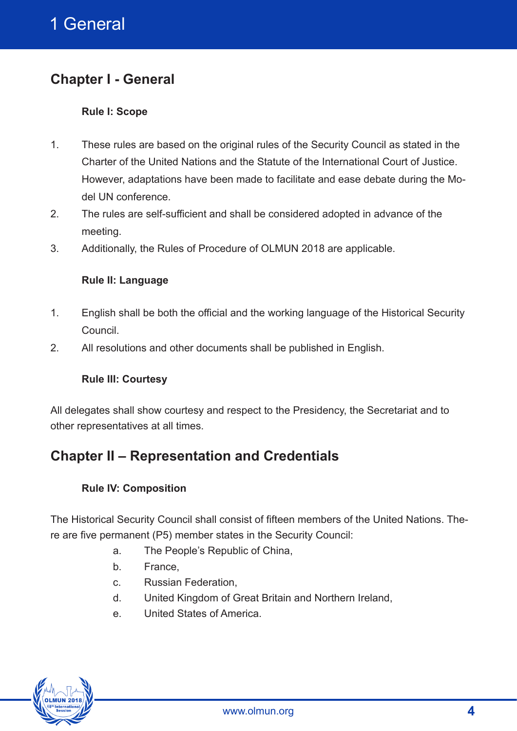# 1 General

## Chapter I - General

### Rule I: Scope

1. These rules are based on the original rules of the Security Council as stated in the Charter of the United Nations and the Statute of the International Court of Justice. However, adaptations have been made to facilitate and ease debate during the Model UN conference.
2. The rules are self-sufficient and shall be considered adopted in advance of the meeting.
3. Additionally, the Rules of Procedure of OLMUN 2018 are applicable.

### Rule II: Language

1. English shall be both the official and the working language of the Historical Security Council.
2. All resolutions and other documents shall be published in English.

### Rule III: Courtesy

All delegates shall show courtesy and respect to the Presidency, the Secretariat and to other representatives at all times.

## Chapter II – Representation and Credentials

### Rule IV: Composition

The Historical Security Council shall consist of fifteen members of the United Nations. There are five permanent (P5) member states in the Security Council:

a. The People's Republic of China,
b. France,
c. Russian Federation,
d. United Kingdom of Great Britain and Northern Ireland,
e. United States of America.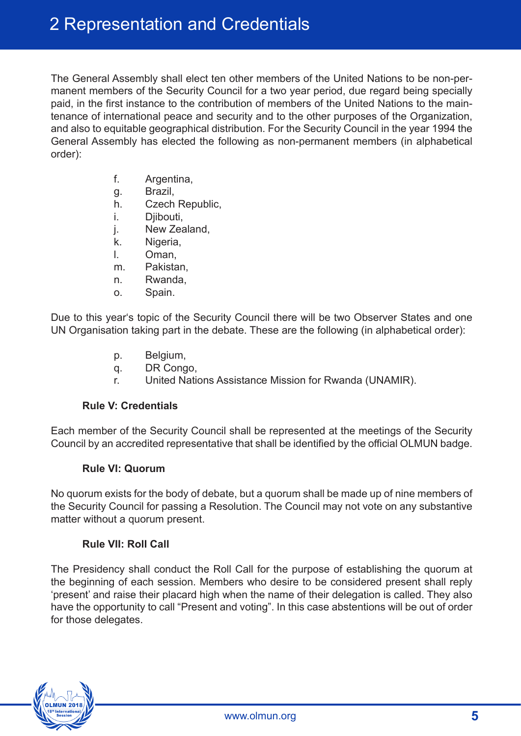## 2 Representation and Credentials

The General Assembly shall elect ten other members of the United Nations to be non-permanent members of the Security Council for a two year period, due regard being specially paid, in the first instance to the contribution of members of the United Nations to the maintenance of international peace and security and to the other purposes of the Organization, and also to equitable geographical distribution. For the Security Council in the year 1994 the General Assembly has elected the following as non-permanent members (in alphabetical order):

f. Argentina,
g. Brazil,
h. Czech Republic,
i. Djibouti,
j. New Zealand,
k. Nigeria,
l. Oman,
m. Pakistan,
n. Rwanda,
o. Spain.

Due to this year's topic of the Security Council there will be two Observer States and one UN Organisation taking part in the debate. These are the following (in alphabetical order):

p. Belgium,
q. DR Congo,
r. United Nations Assistance Mission for Rwanda (UNAMIR).

**Rule V: Credentials**

Each member of the Security Council shall be represented at the meetings of the Security Council by an accredited representative that shall be identified by the official OLMUN badge.

**Rule VI: Quorum**

No quorum exists for the body of debate, but a quorum shall be made up of nine members of the Security Council for passing a Resolution. The Council may not vote on any substantive matter without a quorum present.

**Rule VII: Roll Call**

The Presidency shall conduct the Roll Call for the purpose of establishing the quorum at the beginning of each session. Members who desire to be considered present shall reply 'present' and raise their placard high when the name of their delegation is called. They also have the opportunity to call "Present and voting". In this case abstentions will be out of order for those delegates.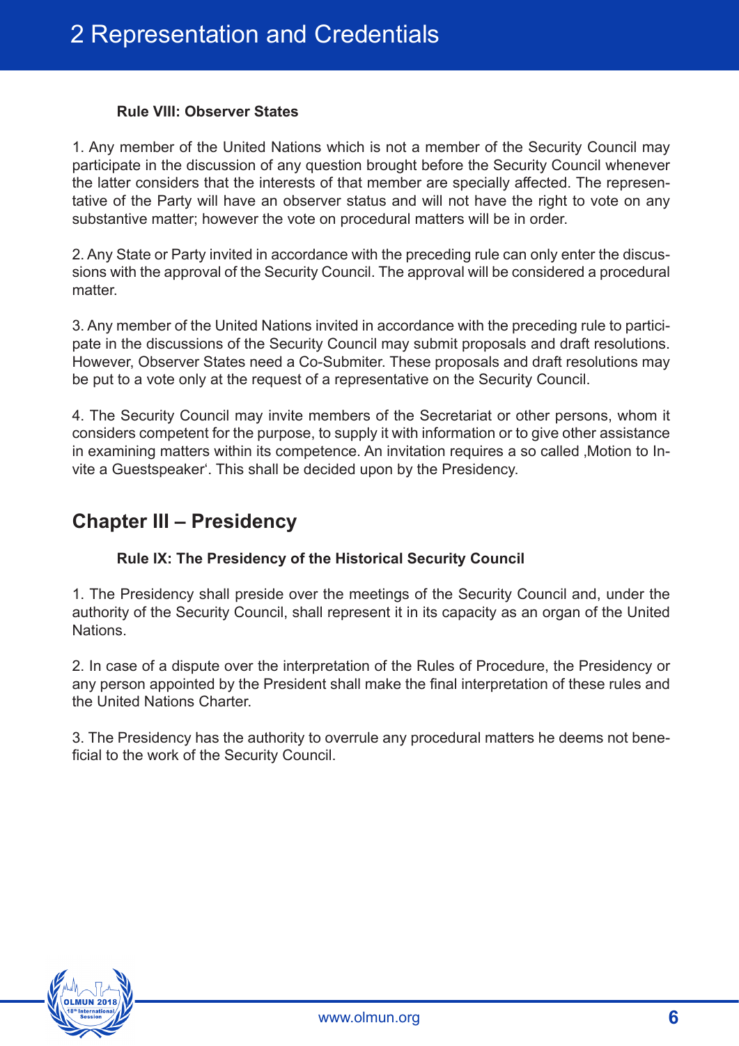### Rule VIII: Observer States

1. Any member of the United Nations which is not a member of the Security Council may participate in the discussion of any question brought before the Security Council whenever the latter considers that the interests of that member are specially affected. The representative of the Party will have an observer status and will not have the right to vote on any substantive matter; however the vote on procedural matters will be in order.

2. Any State or Party invited in accordance with the preceding rule can only enter the discussions with the approval of the Security Council. The approval will be considered a procedural matter.

3. Any member of the United Nations invited in accordance with the preceding rule to participate in the discussions of the Security Council may submit proposals and draft resolutions. However, Observer States need a Co-Submiter. These proposals and draft resolutions may be put to a vote only at the request of a representative on the Security Council.

4. The Security Council may invite members of the Secretariat or other persons, whom it considers competent for the purpose, to supply it with information or to give other assistance in examining matters within its competence. An invitation requires a so called ‚Motion to Invite a Guestspeaker'. This shall be decided upon by the Presidency.

## Chapter III – Presidency

### Rule IX: The Presidency of the Historical Security Council

1. The Presidency shall preside over the meetings of the Security Council and, under the authority of the Security Council, shall represent it in its capacity as an organ of the United Nations.

2. In case of a dispute over the interpretation of the Rules of Procedure, the Presidency or any person appointed by the President shall make the final interpretation of these rules and the United Nations Charter.

3. The Presidency has the authority to overrule any procedural matters he deems not beneficial to the work of the Security Council.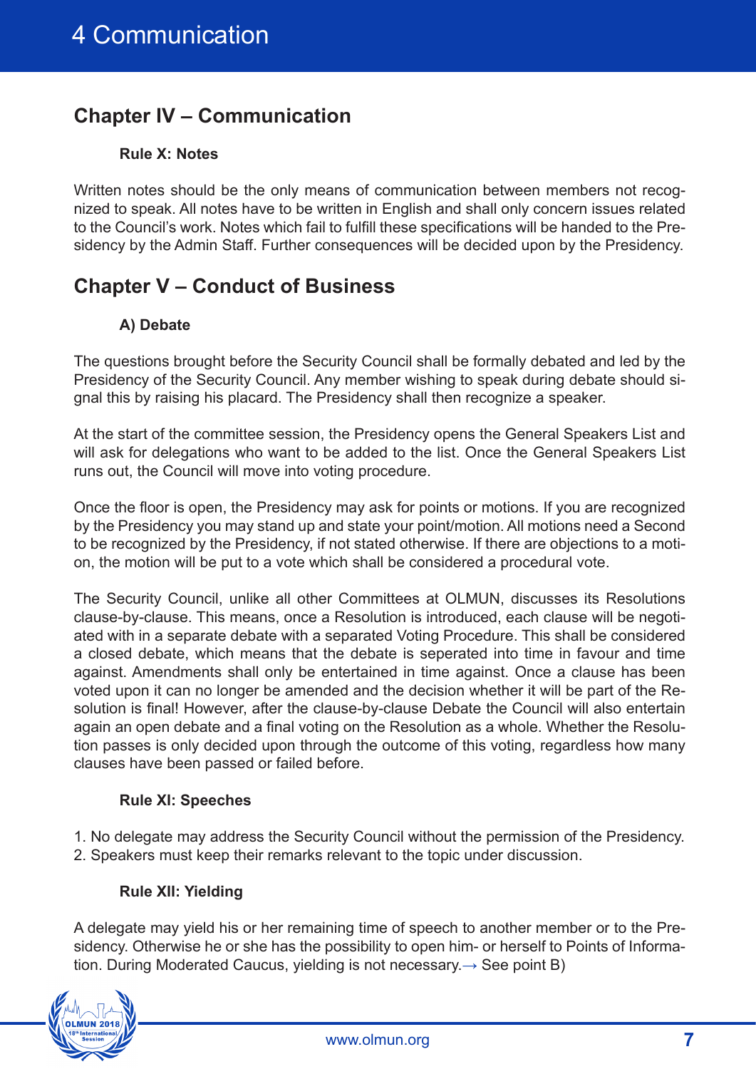## Chapter IV – Communication

### Rule X: Notes

Written notes should be the only means of communication between members not recognized to speak. All notes have to be written in English and shall only concern issues related to the Council's work. Notes which fail to fulfill these specifications will be handed to the Presidency by the Admin Staff. Further consequences will be decided upon by the Presidency.

## Chapter V – Conduct of Business

### A) Debate

The questions brought before the Security Council shall be formally debated and led by the Presidency of the Security Council. Any member wishing to speak during debate should signal this by raising his placard. The Presidency shall then recognize a speaker.

At the start of the committee session, the Presidency opens the General Speakers List and will ask for delegations who want to be added to the list. Once the General Speakers List runs out, the Council will move into voting procedure.

Once the floor is open, the Presidency may ask for points or motions. If you are recognized by the Presidency you may stand up and state your point/motion. All motions need a Second to be recognized by the Presidency, if not stated otherwise. If there are objections to a motion, the motion will be put to a vote which shall be considered a procedural vote.

The Security Council, unlike all other Committees at OLMUN, discusses its Resolutions clause-by-clause. This means, once a Resolution is introduced, each clause will be negotiated with in a separate debate with a separated Voting Procedure. This shall be considered a closed debate, which means that the debate is seperated into time in favour and time against. Amendments shall only be entertained in time against. Once a clause has been voted upon it can no longer be amended and the decision whether it will be part of the Resolution is final! However, after the clause-by-clause Debate the Council will also entertain again an open debate and a final voting on the Resolution as a whole. Whether the Resolution passes is only decided upon through the outcome of this voting, regardless how many clauses have been passed or failed before.

### Rule XI: Speeches

1. No delegate may address the Security Council without the permission of the Presidency.
2. Speakers must keep their remarks relevant to the topic under discussion.

### Rule XII: Yielding

A delegate may yield his or her remaining time of speech to another member or to the Presidency. Otherwise he or she has the possibility to open him- or herself to Points of Information. During Moderated Caucus, yielding is not necessary.→ See point B)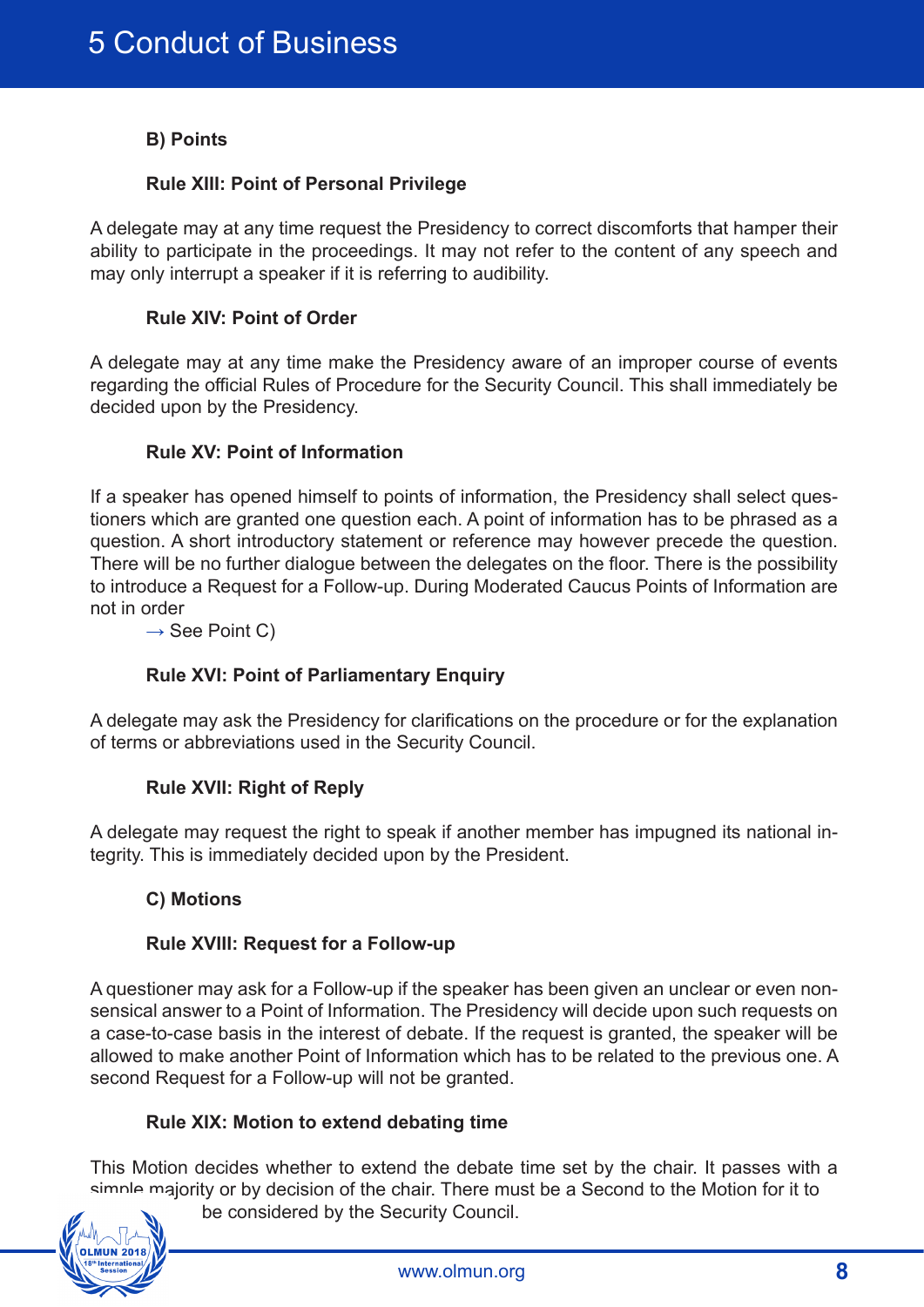# 5 Conduct of Business

### B) Points

#### Rule XIII: Point of Personal Privilege

A delegate may at any time request the Presidency to correct discomforts that hamper their ability to participate in the proceedings. It may not refer to the content of any speech and may only interrupt a speaker if it is referring to audibility.

#### Rule XIV: Point of Order

A delegate may at any time make the Presidency aware of an improper course of events regarding the official Rules of Procedure for the Security Council. This shall immediately be decided upon by the Presidency.

#### Rule XV: Point of Information

If a speaker has opened himself to points of information, the Presidency shall select questioners which are granted one question each. A point of information has to be phrased as a question. A short introductory statement or reference may however precede the question. There will be no further dialogue between the delegates on the floor. There is the possibility to introduce a Request for a Follow-up. During Moderated Caucus Points of Information are not in order

→ See Point C)

#### Rule XVI: Point of Parliamentary Enquiry

A delegate may ask the Presidency for clarifications on the procedure or for the explanation of terms or abbreviations used in the Security Council.

#### Rule XVII: Right of Reply

A delegate may request the right to speak if another member has impugned its national integrity. This is immediately decided upon by the President.

### C) Motions

#### Rule XVIII: Request for a Follow-up

A questioner may ask for a Follow-up if the speaker has been given an unclear or even nonsensical answer to a Point of Information. The Presidency will decide upon such requests on a case-to-case basis in the interest of debate. If the request is granted, the speaker will be allowed to make another Point of Information which has to be related to the previous one. A second Request for a Follow-up will not be granted.

#### Rule XIX: Motion to extend debating time

This Motion decides whether to extend the debate time set by the chair. It passes with a simple majority or by decision of the chair. There must be a Second to the Motion for it to be considered by the Security Council.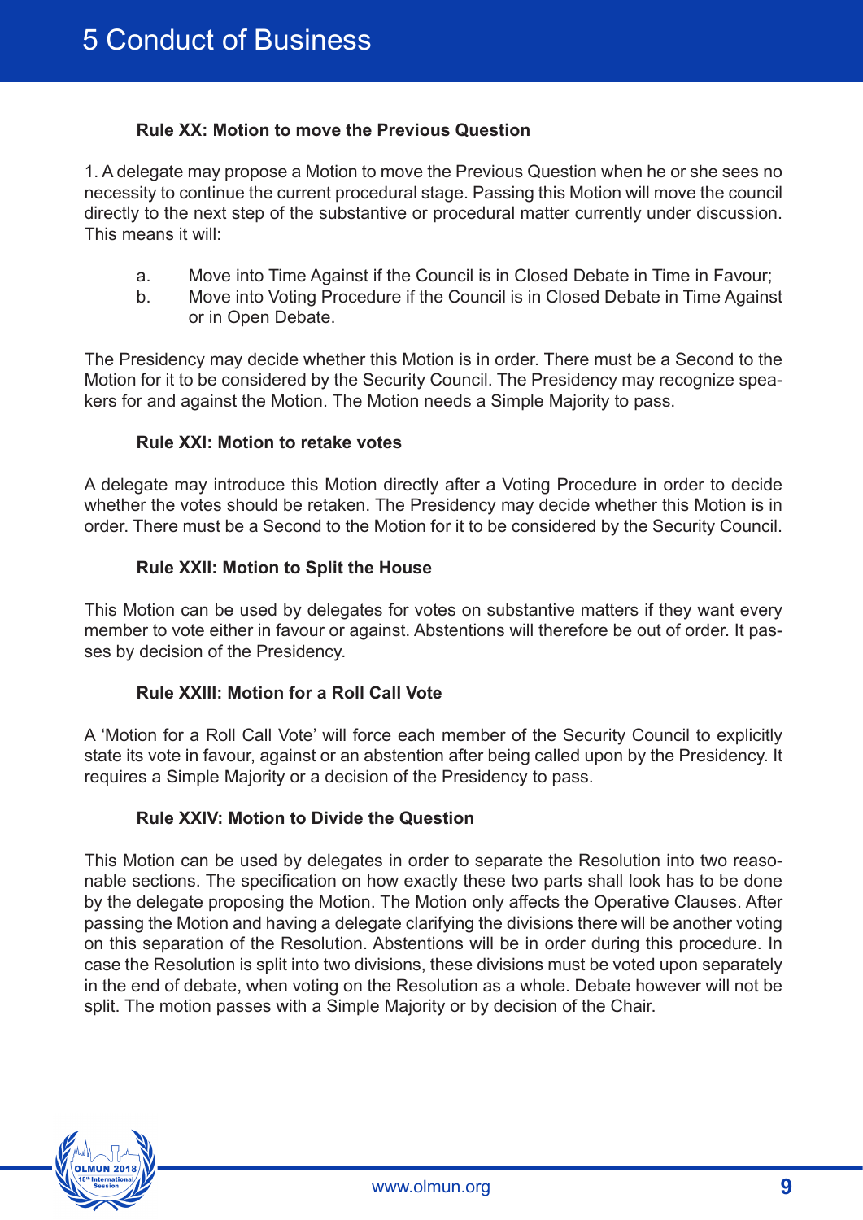# 5 Conduct of Business

### Rule XX: Motion to move the Previous Question

1. A delegate may propose a Motion to move the Previous Question when he or she sees no necessity to continue the current procedural stage. Passing this Motion will move the council directly to the next step of the substantive or procedural matter currently under discussion. This means it will:

   a. Move into Time Against if the Council is in Closed Debate in Time in Favour;
   b. Move into Voting Procedure if the Council is in Closed Debate in Time Against or in Open Debate.

The Presidency may decide whether this Motion is in order. There must be a Second to the Motion for it to be considered by the Security Council. The Presidency may recognize speakers for and against the Motion. The Motion needs a Simple Majority to pass.

### Rule XXI: Motion to retake votes

A delegate may introduce this Motion directly after a Voting Procedure in order to decide whether the votes should be retaken. The Presidency may decide whether this Motion is in order. There must be a Second to the Motion for it to be considered by the Security Council.

### Rule XXII: Motion to Split the House

This Motion can be used by delegates for votes on substantive matters if they want every member to vote either in favour or against. Abstentions will therefore be out of order. It passes by decision of the Presidency.

### Rule XXIII: Motion for a Roll Call Vote

A 'Motion for a Roll Call Vote' will force each member of the Security Council to explicitly state its vote in favour, against or an abstention after being called upon by the Presidency. It requires a Simple Majority or a decision of the Presidency to pass.

### Rule XXIV: Motion to Divide the Question

This Motion can be used by delegates in order to separate the Resolution into two reasonable sections. The specification on how exactly these two parts shall look has to be done by the delegate proposing the Motion. The Motion only affects the Operative Clauses. After passing the Motion and having a delegate clarifying the divisions there will be another voting on this separation of the Resolution. Abstentions will be in order during this procedure. In case the Resolution is split into two divisions, these divisions must be voted upon separately in the end of debate, when voting on the Resolution as a whole. Debate however will not be split. The motion passes with a Simple Majority or by decision of the Chair.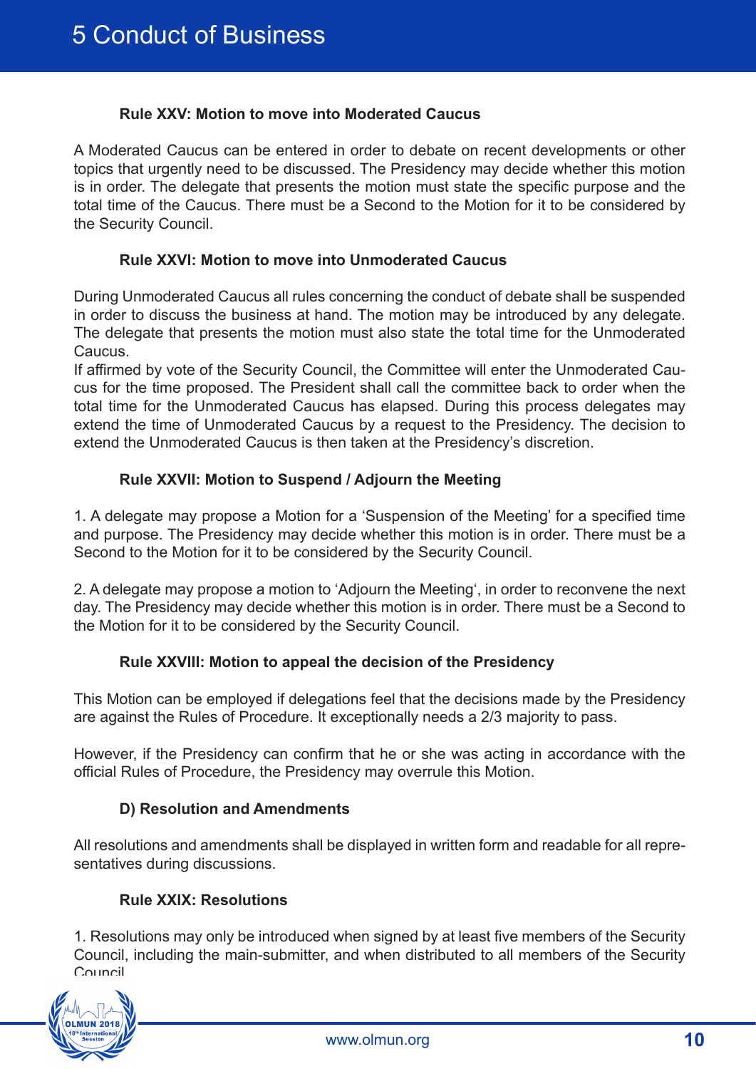#### Rule XXV: Motion to move into Moderated Caucus

A Moderated Caucus can be entered in order to debate on recent developments or other topics that urgently need to be discussed. The Presidency may decide whether this motion is in order. The delegate that presents the motion must state the specific purpose and the total time of the Caucus. There must be a Second to the Motion for it to be considered by the Security Council.

#### Rule XXVI: Motion to move into Unmoderated Caucus

During Unmoderated Caucus all rules concerning the conduct of debate shall be suspended in order to discuss the business at hand. The motion may be introduced by any delegate. The delegate that presents the motion must also state the total time for the Unmoderated Caucus.
If affirmed by vote of the Security Council, the Committee will enter the Unmoderated Caucus for the time proposed. The President shall call the committee back to order when the total time for the Unmoderated Caucus has elapsed. During this process delegates may extend the time of Unmoderated Caucus by a request to the Presidency. The decision to extend the Unmoderated Caucus is then taken at the Presidency's discretion.

#### Rule XXVII: Motion to Suspend / Adjourn the Meeting

1. A delegate may propose a Motion for a 'Suspension of the Meeting' for a specified time and purpose. The Presidency may decide whether this motion is in order. There must be a Second to the Motion for it to be considered by the Security Council.

2. A delegate may propose a motion to 'Adjourn the Meeting', in order to reconvene the next day. The Presidency may decide whether this motion is in order. There must be a Second to the Motion for it to be considered by the Security Council.

#### Rule XXVIII: Motion to appeal the decision of the Presidency

This Motion can be employed if delegations feel that the decisions made by the Presidency are against the Rules of Procedure. It exceptionally needs a 2/3 majority to pass.

However, if the Presidency can confirm that he or she was acting in accordance with the official Rules of Procedure, the Presidency may overrule this Motion.

#### D) Resolution and Amendments

All resolutions and amendments shall be displayed in written form and readable for all representatives during discussions.

#### Rule XXIX: Resolutions

1. Resolutions may only be introduced when signed by at least five members of the Security Council, including the main-submitter, and when distributed to all members of the Security Council.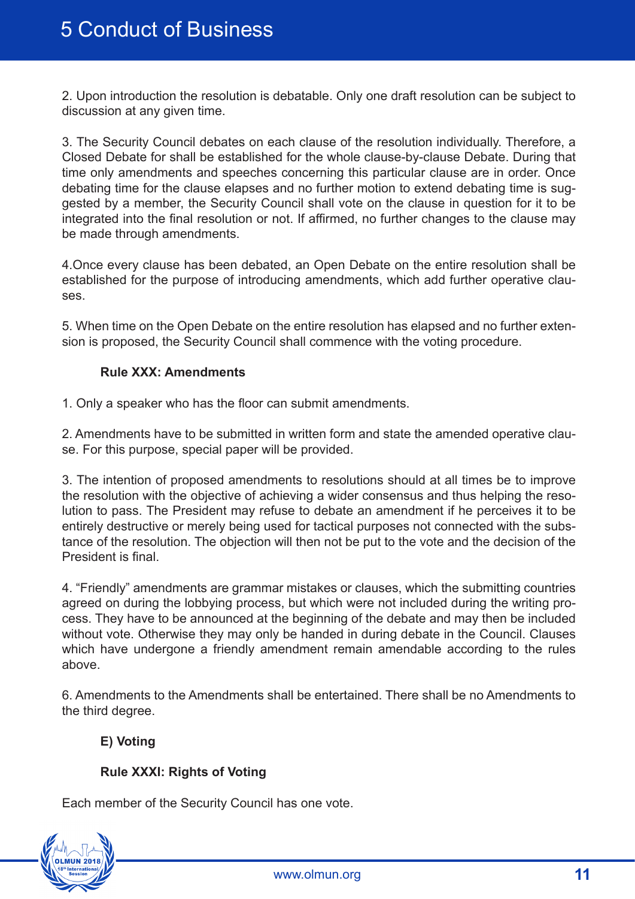2. Upon introduction the resolution is debatable. Only one draft resolution can be subject to discussion at any given time.

3. The Security Council debates on each clause of the resolution individually. Therefore, a Closed Debate for shall be established for the whole clause-by-clause Debate. During that time only amendments and speeches concerning this particular clause are in order. Once debating time for the clause elapses and no further motion to extend debating time is suggested by a member, the Security Council shall vote on the clause in question for it to be integrated into the final resolution or not. If affirmed, no further changes to the clause may be made through amendments.

4.Once every clause has been debated, an Open Debate on the entire resolution shall be established for the purpose of introducing amendments, which add further operative clauses.

5. When time on the Open Debate on the entire resolution has elapsed and no further extension is proposed, the Security Council shall commence with the voting procedure.

**Rule XXX: Amendments**

1. Only a speaker who has the floor can submit amendments.

2. Amendments have to be submitted in written form and state the amended operative clause. For this purpose, special paper will be provided.

3. The intention of proposed amendments to resolutions should at all times be to improve the resolution with the objective of achieving a wider consensus and thus helping the resolution to pass. The President may refuse to debate an amendment if he perceives it to be entirely destructive or merely being used for tactical purposes not connected with the substance of the resolution. The objection will then not be put to the vote and the decision of the President is final.

4. “Friendly” amendments are grammar mistakes or clauses, which the submitting countries agreed on during the lobbying process, but which were not included during the writing process. They have to be announced at the beginning of the debate and may then be included without vote. Otherwise they may only be handed in during debate in the Council. Clauses which have undergone a friendly amendment remain amendable according to the rules above.

6. Amendments to the Amendments shall be entertained. There shall be no Amendments to the third degree.

## E) Voting

**Rule XXXI: Rights of Voting**

Each member of the Security Council has one vote.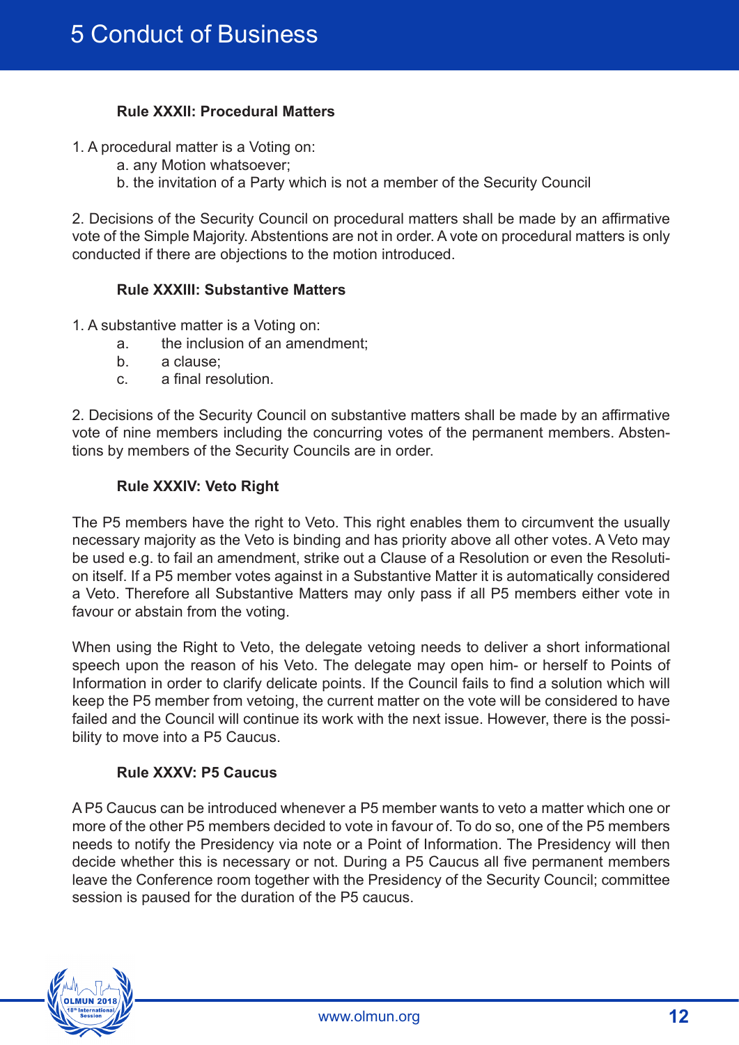# 5 Conduct of Business

### Rule XXXII: Procedural Matters

1. A procedural matter is a Voting on:
   a. any Motion whatsoever;
   b. the invitation of a Party which is not a member of the Security Council

2. Decisions of the Security Council on procedural matters shall be made by an affirmative vote of the Simple Majority. Abstentions are not in order. A vote on procedural matters is only conducted if there are objections to the motion introduced.

### Rule XXXIII: Substantive Matters

1. A substantive matter is a Voting on:
   a. the inclusion of an amendment;
   b. a clause;
   c. a final resolution.

2. Decisions of the Security Council on substantive matters shall be made by an affirmative vote of nine members including the concurring votes of the permanent members. Abstentions by members of the Security Councils are in order.

### Rule XXXIV: Veto Right

The P5 members have the right to Veto. This right enables them to circumvent the usually necessary majority as the Veto is binding and has priority above all other votes. A Veto may be used e.g. to fail an amendment, strike out a Clause of a Resolution or even the Resolution itself. If a P5 member votes against in a Substantive Matter it is automatically considered a Veto. Therefore all Substantive Matters may only pass if all P5 members either vote in favour or abstain from the voting.

When using the Right to Veto, the delegate vetoing needs to deliver a short informational speech upon the reason of his Veto. The delegate may open him- or herself to Points of Information in order to clarify delicate points. If the Council fails to find a solution which will keep the P5 member from vetoing, the current matter on the vote will be considered to have failed and the Council will continue its work with the next issue. However, there is the possibility to move into a P5 Caucus.

### Rule XXXV: P5 Caucus

A P5 Caucus can be introduced whenever a P5 member wants to veto a matter which one or more of the other P5 members decided to vote in favour of. To do so, one of the P5 members needs to notify the Presidency via note or a Point of Information. The Presidency will then decide whether this is necessary or not. During a P5 Caucus all five permanent members leave the Conference room together with the Presidency of the Security Council; committee session is paused for the duration of the P5 caucus.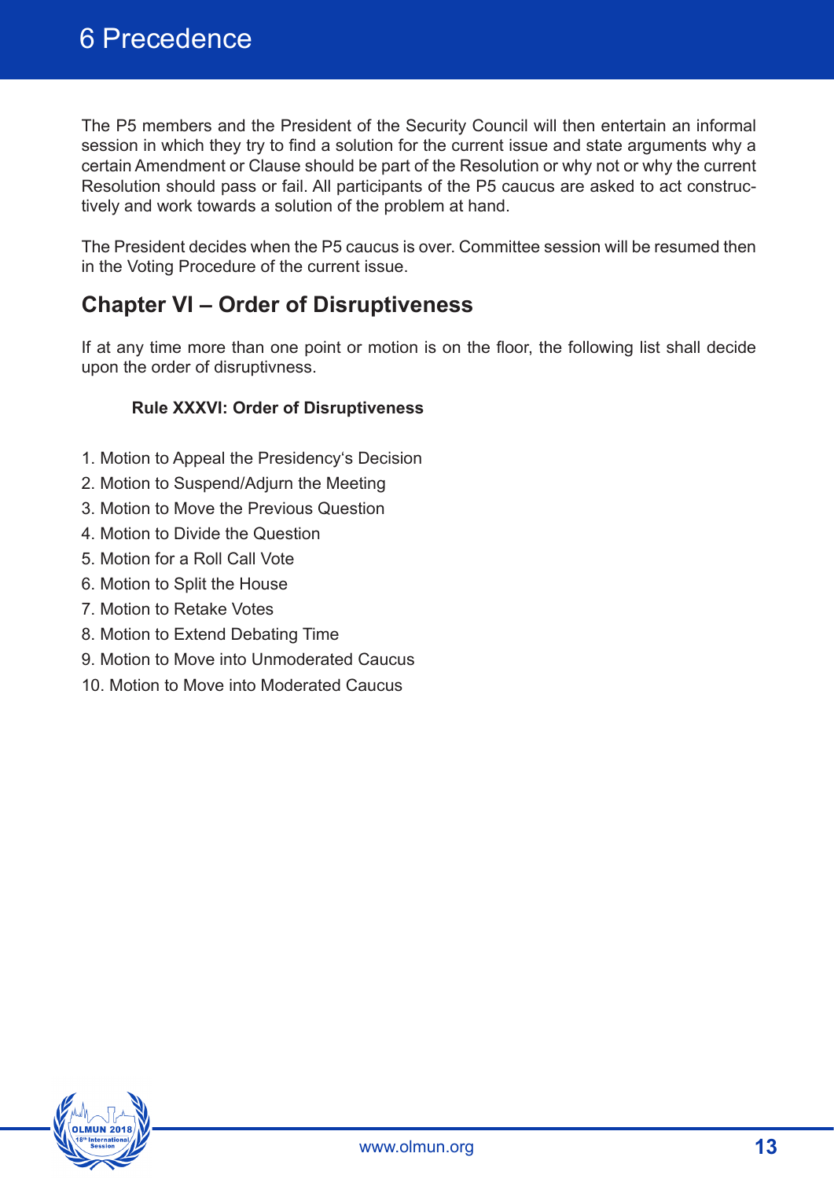The P5 members and the President of the Security Council will then entertain an informal session in which they try to find a solution for the current issue and state arguments why a certain Amendment or Clause should be part of the Resolution or why not or why the current Resolution should pass or fail. All participants of the P5 caucus are asked to act constructively and work towards a solution of the problem at hand.

The President decides when the P5 caucus is over. Committee session will be resumed then in the Voting Procedure of the current issue.

## Chapter VI – Order of Disruptiveness

If at any time more than one point or motion is on the floor, the following list shall decide upon the order of disruptivness.

### Rule XXXVI: Order of Disruptiveness

1. Motion to Appeal the Presidency's Decision
2. Motion to Suspend/Adjurn the Meeting
3. Motion to Move the Previous Question
4. Motion to Divide the Question
5. Motion for a Roll Call Vote
6. Motion to Split the House
7. Motion to Retake Votes
8. Motion to Extend Debating Time
9. Motion to Move into Unmoderated Caucus
10. Motion to Move into Moderated Caucus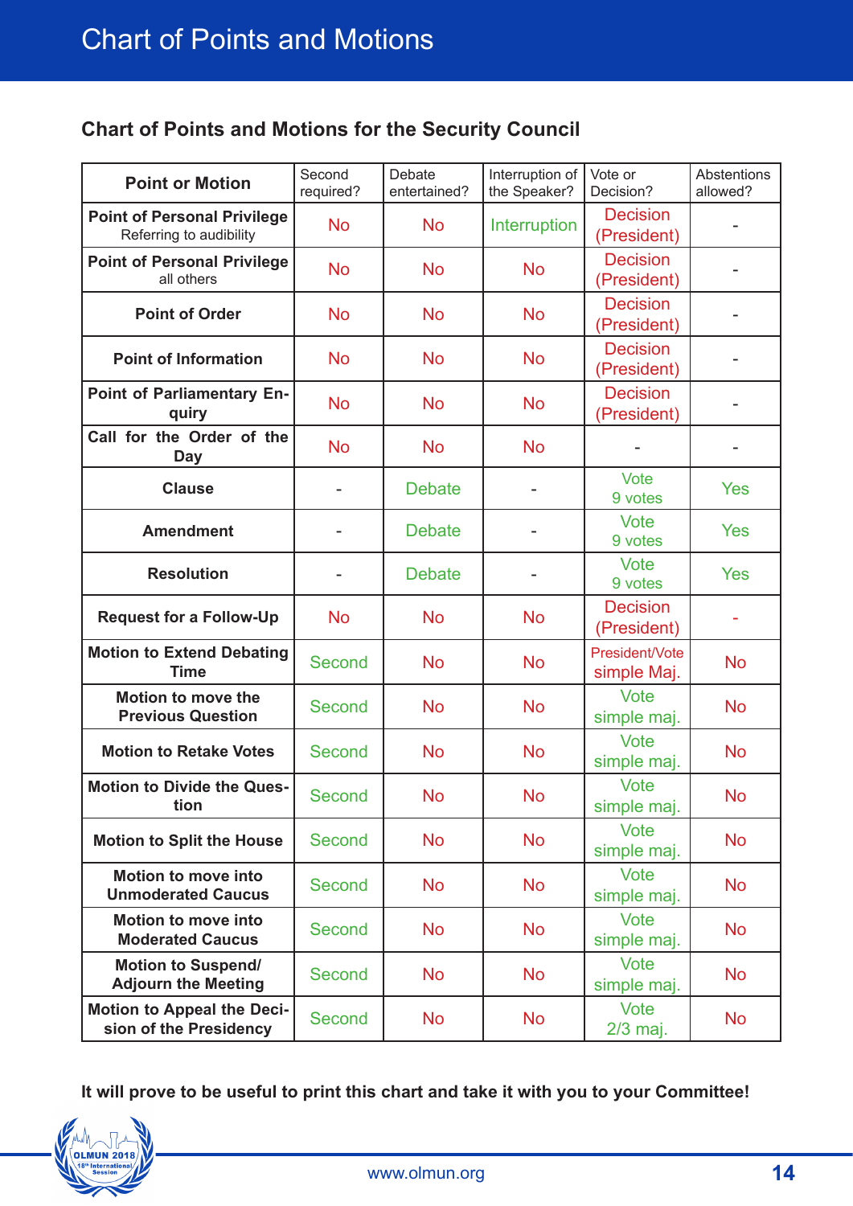# Chart of Points and Motions

## Chart of Points and Motions for the Security Council

| Point or Motion | Second required? | Debate entertained? | Interruption of the Speaker? | Vote or Decision? | Abstentions allowed? |
|---|---|---|---|---|---|
| **Point of Personal Privilege** Referring to audibility | No | No | Interruption | Decision (President) | - |
| **Point of Personal Privilege** all others | No | No | No | Decision (President) | - |
| **Point of Order** | No | No | No | Decision (President) | - |
| **Point of Information** | No | No | No | Decision (President) | - |
| **Point of Parliamentary Enquiry** | No | No | No | Decision (President) | - |
| **Call for the Order of the Day** | No | No | No | - | - |
| **Clause** | - | Debate | - | Vote 9 votes | Yes |
| **Amendment** | - | Debate | - | Vote 9 votes | Yes |
| **Resolution** | - | Debate | - | Vote 9 votes | Yes |
| **Request for a Follow-Up** | No | No | No | Decision (President) | - |
| **Motion to Extend Debating Time** | Second | No | No | President/Vote simple Maj. | No |
| **Motion to move the Previous Question** | Second | No | No | Vote simple maj. | No |
| **Motion to Retake Votes** | Second | No | No | Vote simple maj. | No |
| **Motion to Divide the Question** | Second | No | No | Vote simple maj. | No |
| **Motion to Split the House** | Second | No | No | Vote simple maj. | No |
| **Motion to move into Unmoderated Caucus** | Second | No | No | Vote simple maj. | No |
| **Motion to move into Moderated Caucus** | Second | No | No | Vote simple maj. | No |
| **Motion to Suspend/ Adjourn the Meeting** | Second | No | No | Vote simple maj. | No |
| **Motion to Appeal the Decision of the Presidency** | Second | No | No | Vote 2/3 maj. | No |

**It will prove to be useful to print this chart and take it with you to your Committee!**